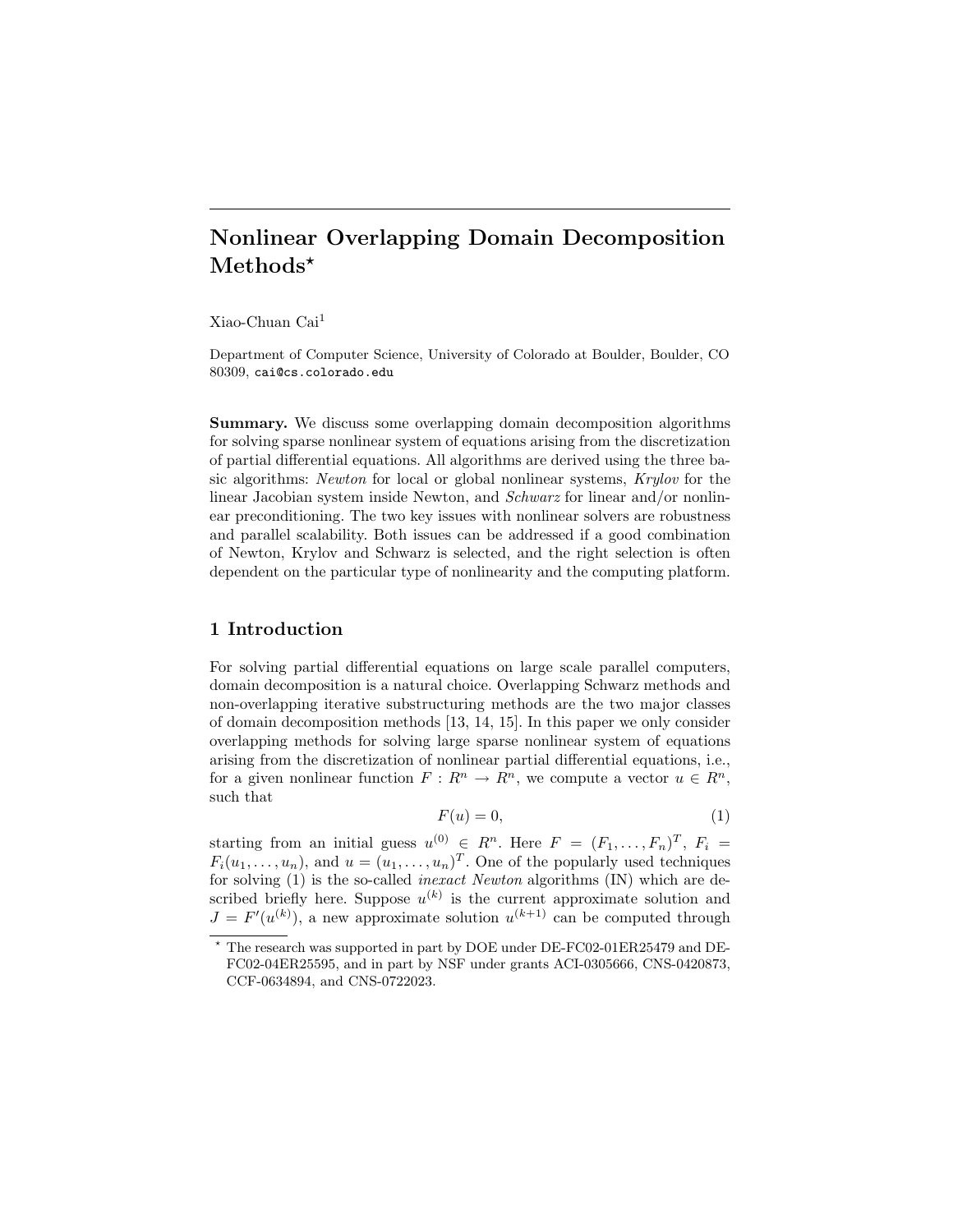# Nonlinear Overlapping Domain Decomposition Methods*

Xiao-Chuan Cai[1]

Department of Computer Science, University of Colorado at Boulder, Boulder, CO 80309, cai@cs.colorado.edu

**Summary.** We discuss some overlapping domain decomposition algorithms for solving sparse nonlinear system of equations arising from the discretization of partial differential equations. All algorithms are derived using the three basic algorithms: *Newton* for local or global nonlinear systems, *Krylov* for the linear Jacobian system inside Newton, and *Schwarz* for linear and/or nonlinear preconditioning. The two key issues with nonlinear solvers are robustness and parallel scalability. Both issues can be addressed if a good combination of Newton, Krylov and Schwarz is selected, and the right selection is often dependent on the particular type of nonlinearity and the computing platform.

## 1 Introduction

For solving partial differential equations on large scale parallel computers, domain decomposition is a natural choice. Overlapping Schwarz methods and non-overlapping iterative substructuring methods are the two major classes of domain decomposition methods [13, 14, 15]. In this paper we only consider overlapping methods for solving large sparse nonlinear system of equations arising from the discretization of nonlinear partial differential equations, i.e., for a given nonlinear function $F : R^n \to R^n$, we compute a vector $u \in R^n$, such that

$$F(u) = 0, \tag{1}$$

starting from an initial guess $u^{(0)} \in R^n$. Here $F = (F_1, \ldots, F_n)^T$, $F_i = F_i(u_1, \ldots, u_n)$, and $u = (u_1, \ldots, u_n)^T$. One of the popularly used techniques for solving (1) is the so-called *inexact Newton* algorithms (IN) which are described briefly here. Suppose $u^{(k)}$ is the current approximate solution and $J = F'(u^{(k)})$, a new approximate solution $u^{(k+1)}$ can be computed through

* The research was supported in part by DOE under DE-FC02-01ER25479 and DE-FC02-04ER25595, and in part by NSF under grants ACI-0305666, CNS-0420873, CCF-0634894, and CNS-0722023.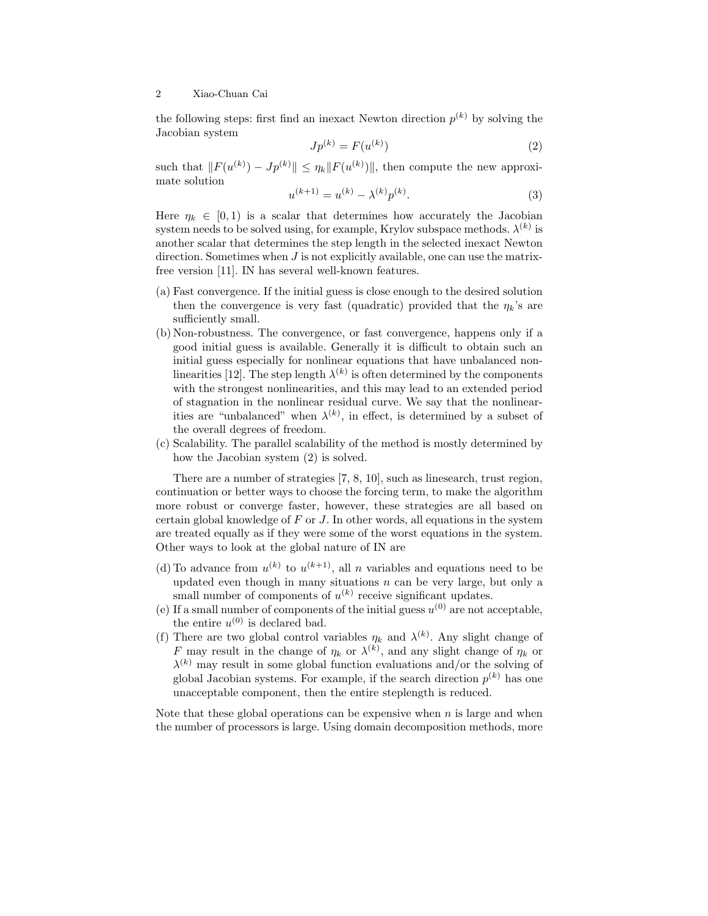the following steps: first find an inexact Newton direction $p^{(k)}$ by solving the Jacobian system

$$Jp^{(k)} = F(u^{(k)}) \tag{2}$$

such that $\|F(u^{(k)}) - Jp^{(k)}\| \leq \eta_k \|F(u^{(k)})\|$, then compute the new approximate solution

$$u^{(k+1)} = u^{(k)} - \lambda^{(k)} p^{(k)}. \tag{3}$$

Here $\eta_k \in [0, 1)$ is a scalar that determines how accurately the Jacobian system needs to be solved using, for example, Krylov subspace methods. $\lambda^{(k)}$ is another scalar that determines the step length in the selected inexact Newton direction. Sometimes when $J$ is not explicitly available, one can use the matrix-free version [11]. IN has several well-known features.

(a) Fast convergence. If the initial guess is close enough to the desired solution then the convergence is very fast (quadratic) provided that the $\eta_k$'s are sufficiently small.

(b) Non-robustness. The convergence, or fast convergence, happens only if a good initial guess is available. Generally it is difficult to obtain such an initial guess especially for nonlinear equations that have unbalanced nonlinearities [12]. The step length $\lambda^{(k)}$ is often determined by the components with the strongest nonlinearities, and this may lead to an extended period of stagnation in the nonlinear residual curve. We say that the nonlinearities are "unbalanced" when $\lambda^{(k)}$, in effect, is determined by a subset of the overall degrees of freedom.

(c) Scalability. The parallel scalability of the method is mostly determined by how the Jacobian system (2) is solved.

There are a number of strategies [7, 8, 10], such as linesearch, trust region, continuation or better ways to choose the forcing term, to make the algorithm more robust or converge faster, however, these strategies are all based on certain global knowledge of $F$ or $J$. In other words, all equations in the system are treated equally as if they were some of the worst equations in the system. Other ways to look at the global nature of IN are

(d) To advance from $u^{(k)}$ to $u^{(k+1)}$, all $n$ variables and equations need to be updated even though in many situations $n$ can be very large, but only a small number of components of $u^{(k)}$ receive significant updates.

(e) If a small number of components of the initial guess $u^{(0)}$ are not acceptable, the entire $u^{(0)}$ is declared bad.

(f) There are two global control variables $\eta_k$ and $\lambda^{(k)}$. Any slight change of $F$ may result in the change of $\eta_k$ or $\lambda^{(k)}$, and any slight change of $\eta_k$ or $\lambda^{(k)}$ may result in some global function evaluations and/or the solving of global Jacobian systems. For example, if the search direction $p^{(k)}$ has one unacceptable component, then the entire steplength is reduced.

Note that these global operations can be expensive when $n$ is large and when the number of processors is large. Using domain decomposition methods, more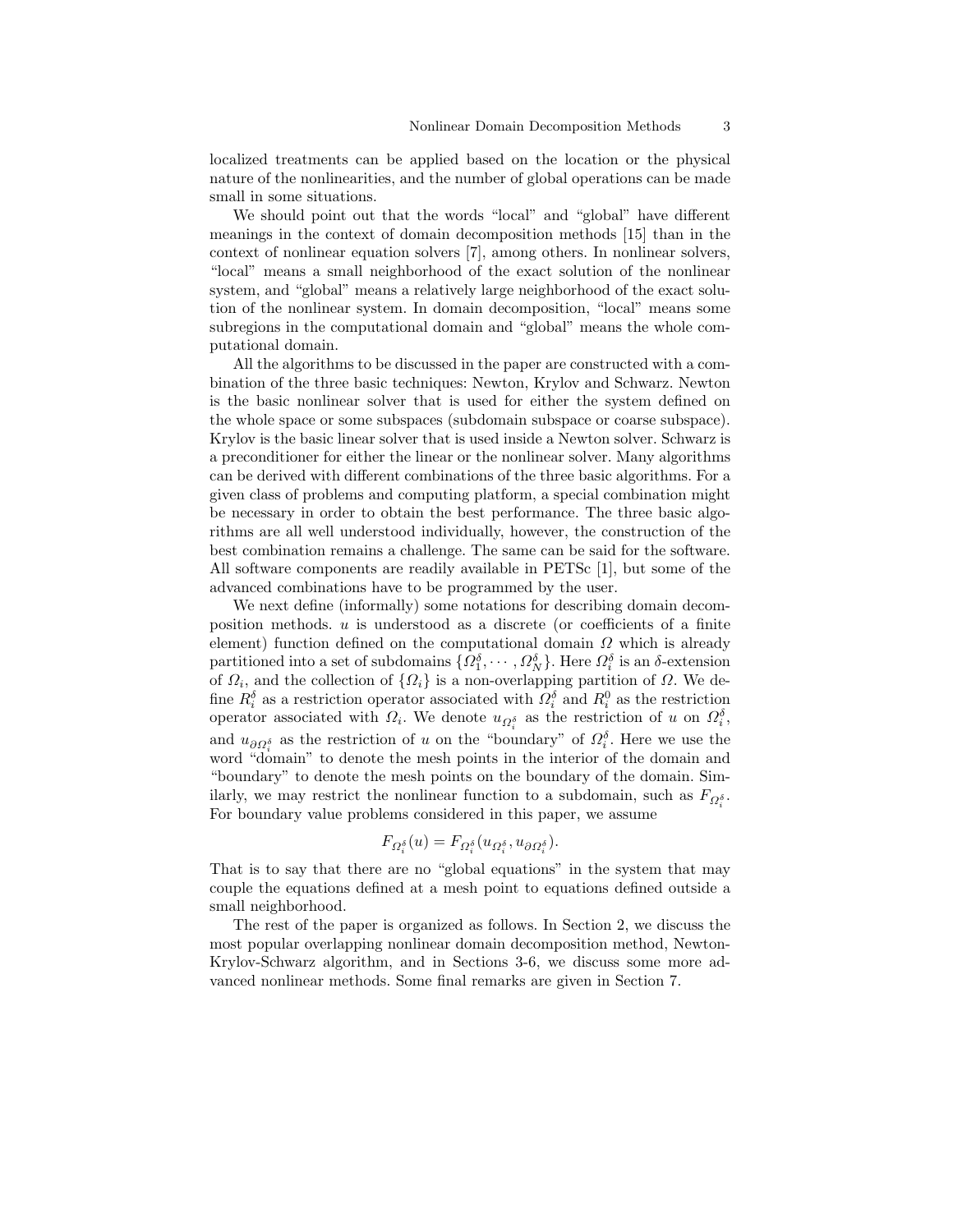localized treatments can be applied based on the location or the physical nature of the nonlinearities, and the number of global operations can be made small in some situations.

We should point out that the words "local" and "global" have different meanings in the context of domain decomposition methods [15] than in the context of nonlinear equation solvers [7], among others. In nonlinear solvers, "local" means a small neighborhood of the exact solution of the nonlinear system, and "global" means a relatively large neighborhood of the exact solution of the nonlinear system. In domain decomposition, "local" means some subregions in the computational domain and "global" means the whole computational domain.

All the algorithms to be discussed in the paper are constructed with a combination of the three basic techniques: Newton, Krylov and Schwarz. Newton is the basic nonlinear solver that is used for either the system defined on the whole space or some subspaces (subdomain subspace or coarse subspace). Krylov is the basic linear solver that is used inside a Newton solver. Schwarz is a preconditioner for either the linear or the nonlinear solver. Many algorithms can be derived with different combinations of the three basic algorithms. For a given class of problems and computing platform, a special combination might be necessary in order to obtain the best performance. The three basic algorithms are all well understood individually, however, the construction of the best combination remains a challenge. The same can be said for the software. All software components are readily available in PETSc [1], but some of the advanced combinations have to be programmed by the user.

We next define (informally) some notations for describing domain decomposition methods. $u$ is understood as a discrete (or coefficients of a finite element) function defined on the computational domain $\Omega$ which is already partitioned into a set of subdomains $\{\Omega_1^\delta, \cdots, \Omega_N^\delta\}$. Here $\Omega_i^\delta$ is an $\delta$-extension of $\Omega_i$, and the collection of $\{\Omega_i\}$ is a non-overlapping partition of $\Omega$. We define $R_i^\delta$ as a restriction operator associated with $\Omega_i^\delta$ and $R_i^0$ as the restriction operator associated with $\Omega_i$. We denote $u_{\Omega_i^\delta}$ as the restriction of $u$ on $\Omega_i^\delta$, and $u_{\partial\Omega_i^\delta}$ as the restriction of $u$ on the "boundary" of $\Omega_i^\delta$. Here we use the word "domain" to denote the mesh points in the interior of the domain and "boundary" to denote the mesh points on the boundary of the domain. Similarly, we may restrict the nonlinear function to a subdomain, such as $F_{\Omega_i^\delta}$. For boundary value problems considered in this paper, we assume

$$F_{\Omega_i^\delta}(u) = F_{\Omega_i^\delta}(u_{\Omega_i^\delta}, u_{\partial\Omega_i^\delta}).$$

That is to say that there are no "global equations" in the system that may couple the equations defined at a mesh point to equations defined outside a small neighborhood.

The rest of the paper is organized as follows. In Section 2, we discuss the most popular overlapping nonlinear domain decomposition method, Newton-Krylov-Schwarz algorithm, and in Sections 3-6, we discuss some more advanced nonlinear methods. Some final remarks are given in Section 7.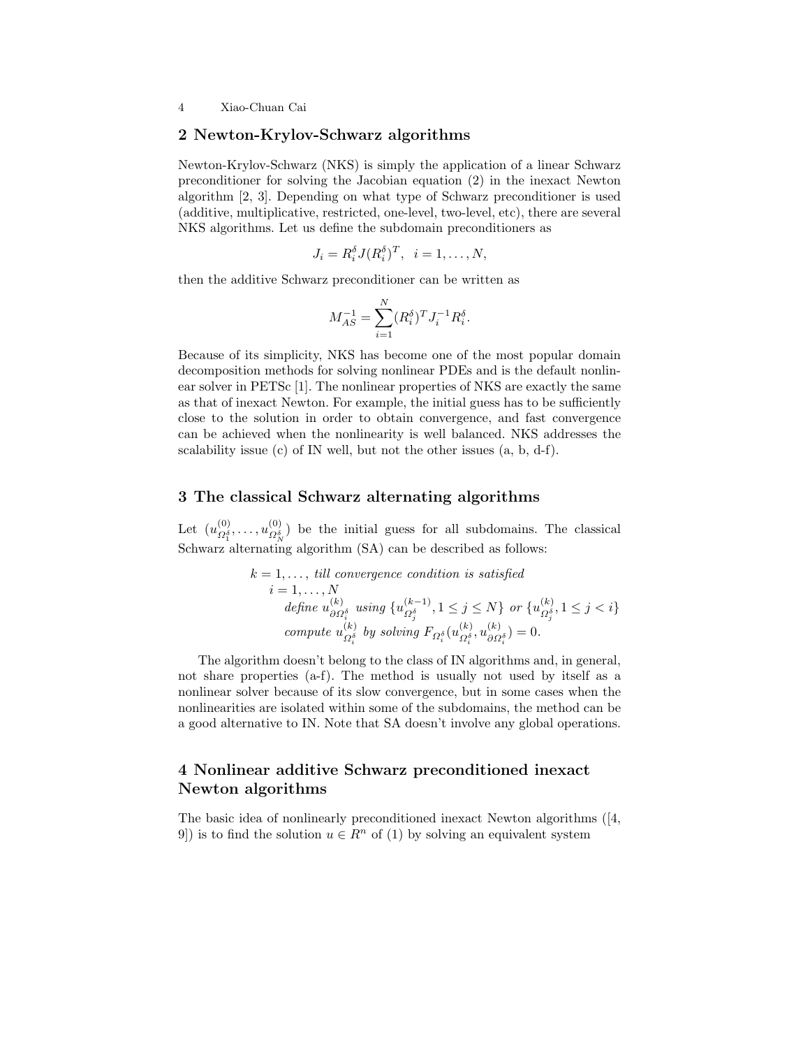## 2 Newton-Krylov-Schwarz algorithms

Newton-Krylov-Schwarz (NKS) is simply the application of a linear Schwarz preconditioner for solving the Jacobian equation (2) in the inexact Newton algorithm [2, 3]. Depending on what type of Schwarz preconditioner is used (additive, multiplicative, restricted, one-level, two-level, etc), there are several NKS algorithms. Let us define the subdomain preconditioners as

$$J_i = R_i^\delta J (R_i^\delta)^T, \ \ i = 1, \ldots, N,$$

then the additive Schwarz preconditioner can be written as

$$M_{AS}^{-1} = \sum_{i=1}^{N} (R_i^\delta)^T J_i^{-1} R_i^\delta.$$

Because of its simplicity, NKS has become one of the most popular domain decomposition methods for solving nonlinear PDEs and is the default nonlinear solver in PETSc [1]. The nonlinear properties of NKS are exactly the same as that of inexact Newton. For example, the initial guess has to be sufficiently close to the solution in order to obtain convergence, and fast convergence can be achieved when the nonlinearity is well balanced. NKS addresses the scalability issue (c) of IN well, but not the other issues (a, b, d-f).

## 3 The classical Schwarz alternating algorithms

Let $(u^{(0)}_{\Omega_1^\delta}, \ldots, u^{(0)}_{\Omega_N^\delta})$ be the initial guess for all subdomains. The classical Schwarz alternating algorithm (SA) can be described as follows:

$$
\begin{aligned}
&k = 1, \ldots, \textit{ till convergence condition is satisfied} \\
&\quad i = 1, \ldots, N \\
&\qquad \textit{define } u^{(k)}_{\partial\Omega_i^\delta} \textit{ using } \{u^{(k-1)}_{\Omega_j^\delta}, 1 \le j \le N\} \textit{ or } \{u^{(k)}_{\Omega_j^\delta}, 1 \le j < i\} \\
&\qquad \textit{compute } u^{(k)}_{\Omega_i^\delta} \textit{ by solving } F_{\Omega_i^\delta}(u^{(k)}_{\Omega_i^\delta}, u^{(k)}_{\partial\Omega_i^\delta}) = 0.
\end{aligned}
$$

The algorithm doesn't belong to the class of IN algorithms and, in general, not share properties (a-f). The method is usually not used by itself as a nonlinear solver because of its slow convergence, but in some cases when the nonlinearities are isolated within some of the subdomains, the method can be a good alternative to IN. Note that SA doesn't involve any global operations.

## 4 Nonlinear additive Schwarz preconditioned inexact Newton algorithms

The basic idea of nonlinearly preconditioned inexact Newton algorithms ([4, 9]) is to find the solution $u \in R^n$ of (1) by solving an equivalent system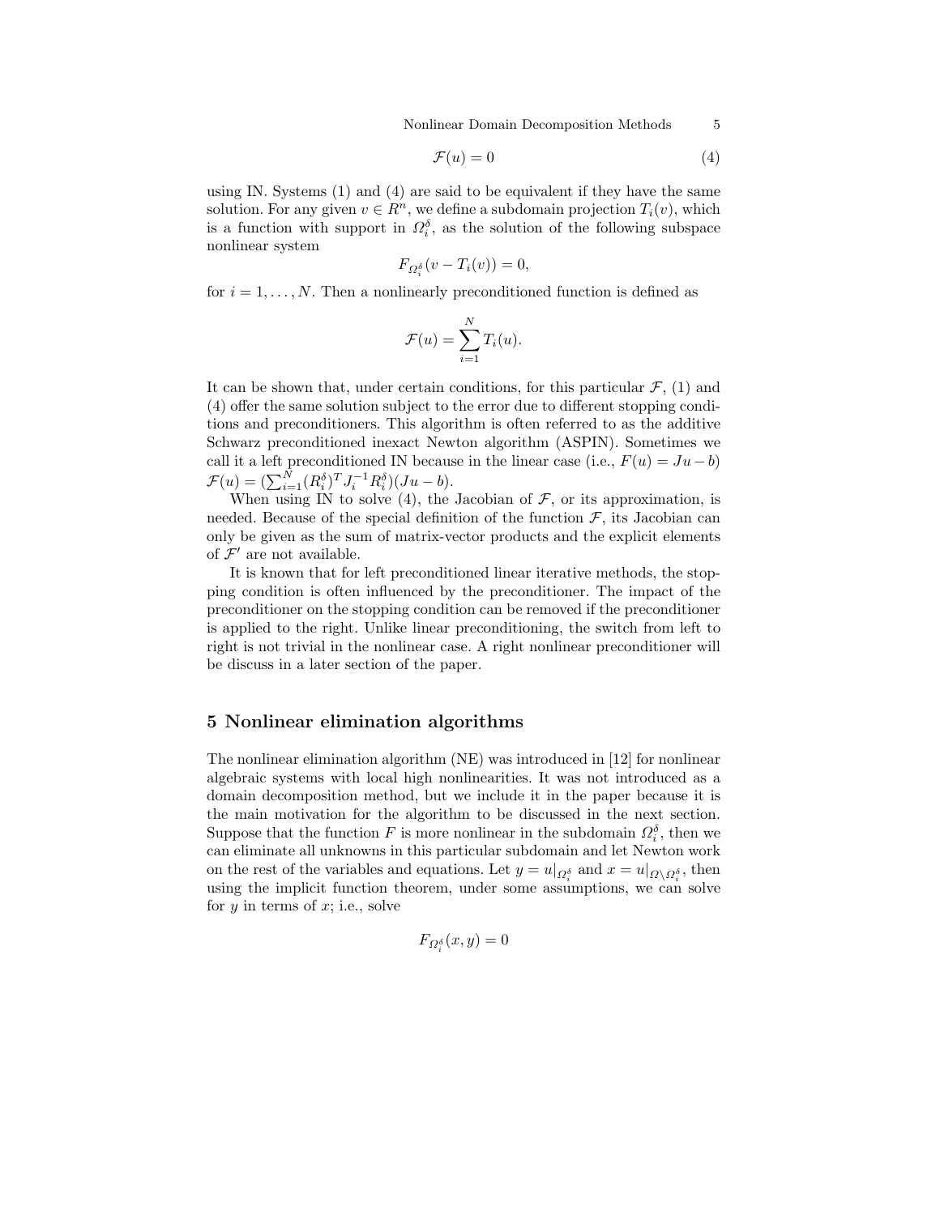$$\mathcal{F}(u) = 0 \tag{4}$$

using IN. Systems (1) and (4) are said to be equivalent if they have the same solution. For any given $v \in R^n$, we define a subdomain projection $T_i(v)$, which is a function with support in $\Omega_i^\delta$, as the solution of the following subspace nonlinear system

$$F_{\Omega_i^\delta}(v - T_i(v)) = 0,$$

for $i = 1, \ldots, N$. Then a nonlinearly preconditioned function is defined as

$$\mathcal{F}(u) = \sum_{i=1}^{N} T_i(u).$$

It can be shown that, under certain conditions, for this particular $\mathcal{F}$, (1) and (4) offer the same solution subject to the error due to different stopping conditions and preconditioners. This algorithm is often referred to as the additive Schwarz preconditioned inexact Newton algorithm (ASPIN). Sometimes we call it a left preconditioned IN because in the linear case (i.e., $F(u) = Ju - b$) $\mathcal{F}(u) = (\sum_{i=1}^{N}(R_i^\delta)^T J_i^{-1} R_i^\delta)(Ju - b)$.

When using IN to solve (4), the Jacobian of $\mathcal{F}$, or its approximation, is needed. Because of the special definition of the function $\mathcal{F}$, its Jacobian can only be given as the sum of matrix-vector products and the explicit elements of $\mathcal{F}'$ are not available.

It is known that for left preconditioned linear iterative methods, the stopping condition is often influenced by the preconditioner. The impact of the preconditioner on the stopping condition can be removed if the preconditioner is applied to the right. Unlike linear preconditioning, the switch from left to right is not trivial in the nonlinear case. A right nonlinear preconditioner will be discuss in a later section of the paper.

## 5 Nonlinear elimination algorithms

The nonlinear elimination algorithm (NE) was introduced in [12] for nonlinear algebraic systems with local high nonlinearities. It was not introduced as a domain decomposition method, but we include it in the paper because it is the main motivation for the algorithm to be discussed in the next section. Suppose that the function $F$ is more nonlinear in the subdomain $\Omega_i^\delta$, then we can eliminate all unknowns in this particular subdomain and let Newton work on the rest of the variables and equations. Let $y = u|_{\Omega_i^\delta}$ and $x = u|_{\Omega \setminus \Omega_i^\delta}$, then using the implicit function theorem, under some assumptions, we can solve for $y$ in terms of $x$; i.e., solve

$$F_{\Omega_i^\delta}(x, y) = 0$$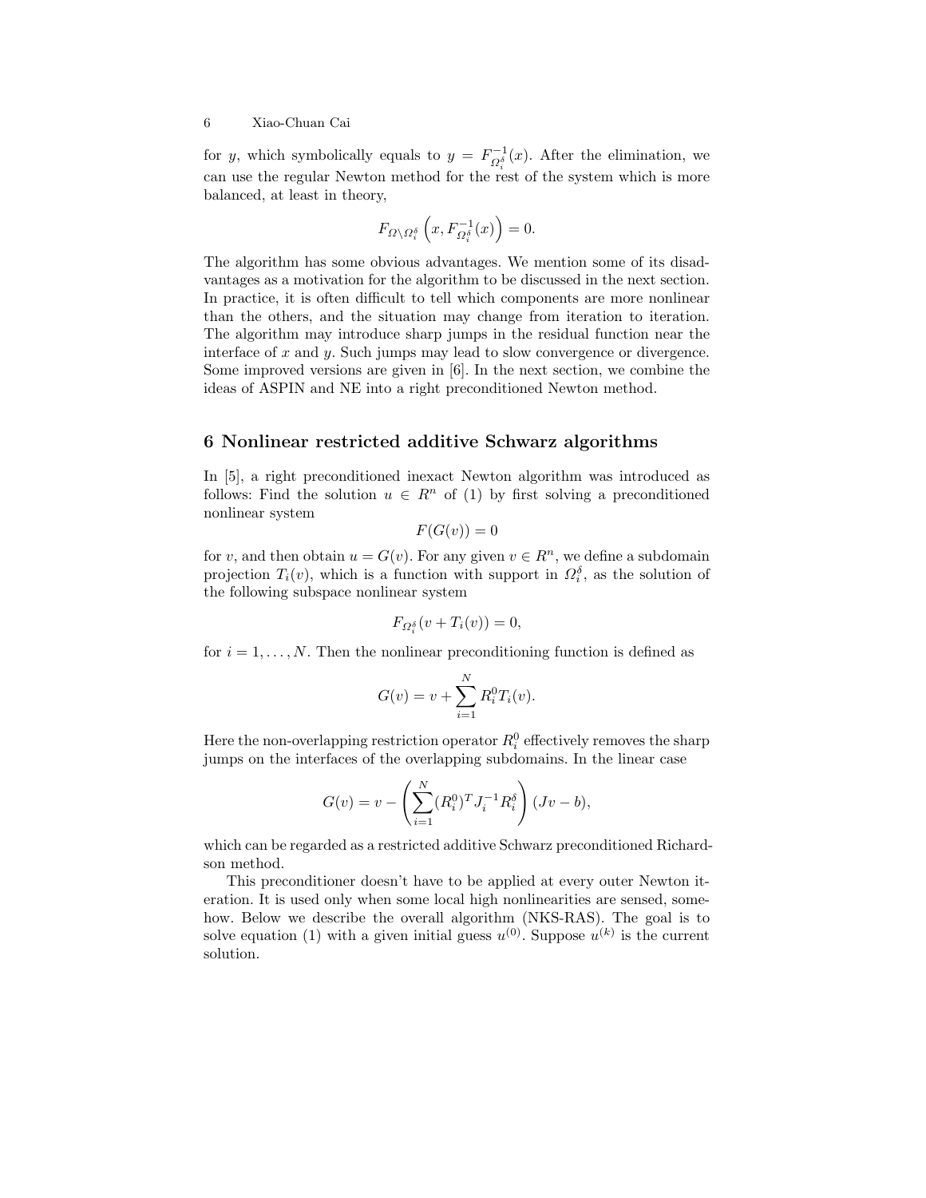for $y$, which symbolically equals to $y = F^{-1}_{\Omega_i^\delta}(x)$. After the elimination, we can use the regular Newton method for the rest of the system which is more balanced, at least in theory,

$$F_{\Omega\setminus\Omega_i^\delta}\left(x, F^{-1}_{\Omega_i^\delta}(x)\right) = 0.$$

The algorithm has some obvious advantages. We mention some of its disadvantages as a motivation for the algorithm to be discussed in the next section. In practice, it is often difficult to tell which components are more nonlinear than the others, and the situation may change from iteration to iteration. The algorithm may introduce sharp jumps in the residual function near the interface of $x$ and $y$. Such jumps may lead to slow convergence or divergence. Some improved versions are given in [6]. In the next section, we combine the ideas of ASPIN and NE into a right preconditioned Newton method.

## 6 Nonlinear restricted additive Schwarz algorithms

In [5], a right preconditioned inexact Newton algorithm was introduced as follows: Find the solution $u \in R^n$ of (1) by first solving a preconditioned nonlinear system

$$F(G(v)) = 0$$

for $v$, and then obtain $u = G(v)$. For any given $v \in R^n$, we define a subdomain projection $T_i(v)$, which is a function with support in $\Omega_i^\delta$, as the solution of the following subspace nonlinear system

$$F_{\Omega_i^\delta}(v + T_i(v)) = 0,$$

for $i = 1, \ldots, N$. Then the nonlinear preconditioning function is defined as

$$G(v) = v + \sum_{i=1}^{N} R_i^0 T_i(v).$$

Here the non-overlapping restriction operator $R_i^0$ effectively removes the sharp jumps on the interfaces of the overlapping subdomains. In the linear case

$$G(v) = v - \left(\sum_{i=1}^{N} (R_i^0)^T J_i^{-1} R_i^\delta\right)(Jv - b),$$

which can be regarded as a restricted additive Schwarz preconditioned Richardson method.

This preconditioner doesn't have to be applied at every outer Newton iteration. It is used only when some local high nonlinearities are sensed, somehow. Below we describe the overall algorithm (NKS-RAS). The goal is to solve equation (1) with a given initial guess $u^{(0)}$. Suppose $u^{(k)}$ is the current solution.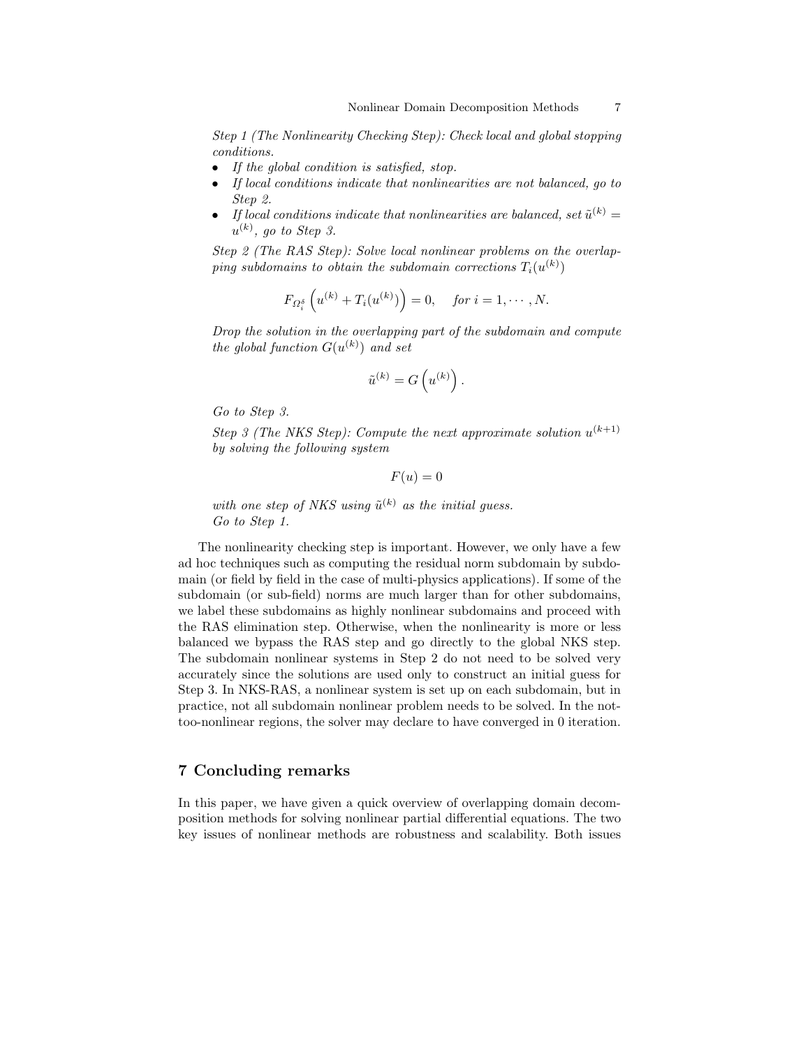*Step 1 (The Nonlinearity Checking Step): Check local and global stopping conditions.*

- *If the global condition is satisfied, stop.*
- *If local conditions indicate that nonlinearities are not balanced, go to Step 2.*
- *If local conditions indicate that nonlinearities are balanced, set $\tilde{u}^{(k)} = u^{(k)}$, go to Step 3.*

*Step 2 (The RAS Step): Solve local nonlinear problems on the overlapping subdomains to obtain the subdomain corrections $T_i(u^{(k)})$*

$$F_{\Omega_i^\delta}\left(u^{(k)} + T_i(u^{(k)})\right) = 0, \quad \text{for } i = 1, \cdots, N.$$

*Drop the solution in the overlapping part of the subdomain and compute the global function $G(u^{(k)})$ and set*

$$\tilde{u}^{(k)} = G\left(u^{(k)}\right).$$

*Go to Step 3.*

*Step 3 (The NKS Step): Compute the next approximate solution $u^{(k+1)}$ by solving the following system*

$$F(u) = 0$$

*with one step of NKS using $\tilde{u}^{(k)}$ as the initial guess.*
*Go to Step 1.*

The nonlinearity checking step is important. However, we only have a few ad hoc techniques such as computing the residual norm subdomain by subdomain (or field by field in the case of multi-physics applications). If some of the subdomain (or sub-field) norms are much larger than for other subdomains, we label these subdomains as highly nonlinear subdomains and proceed with the RAS elimination step. Otherwise, when the nonlinearity is more or less balanced we bypass the RAS step and go directly to the global NKS step. The subdomain nonlinear systems in Step 2 do not need to be solved very accurately since the solutions are used only to construct an initial guess for Step 3. In NKS-RAS, a nonlinear system is set up on each subdomain, but in practice, not all subdomain nonlinear problem needs to be solved. In the not-too-nonlinear regions, the solver may declare to have converged in 0 iteration.

## 7 Concluding remarks

In this paper, we have given a quick overview of overlapping domain decomposition methods for solving nonlinear partial differential equations. The two key issues of nonlinear methods are robustness and scalability. Both issues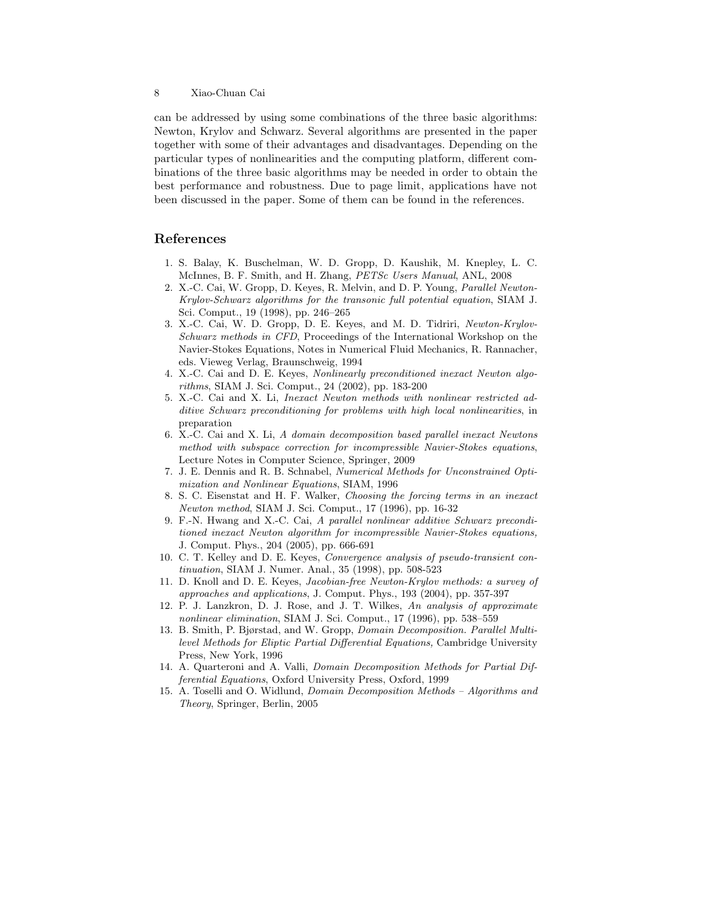can be addressed by using some combinations of the three basic algorithms: Newton, Krylov and Schwarz. Several algorithms are presented in the paper together with some of their advantages and disadvantages. Depending on the particular types of nonlinearities and the computing platform, different combinations of the three basic algorithms may be needed in order to obtain the best performance and robustness. Due to page limit, applications have not been discussed in the paper. Some of them can be found in the references.

## References

1. S. Balay, K. Buschelman, W. D. Gropp, D. Kaushik, M. Knepley, L. C. McInnes, B. F. Smith, and H. Zhang, *PETSc Users Manual*, ANL, 2008
2. X.-C. Cai, W. Gropp, D. Keyes, R. Melvin, and D. P. Young, *Parallel Newton-Krylov-Schwarz algorithms for the transonic full potential equation*, SIAM J. Sci. Comput., 19 (1998), pp. 246–265
3. X.-C. Cai, W. D. Gropp, D. E. Keyes, and M. D. Tidriri, *Newton-Krylov-Schwarz methods in CFD*, Proceedings of the International Workshop on the Navier-Stokes Equations, Notes in Numerical Fluid Mechanics, R. Rannacher, eds. Vieweg Verlag, Braunschweig, 1994
4. X.-C. Cai and D. E. Keyes, *Nonlinearly preconditioned inexact Newton algorithms*, SIAM J. Sci. Comput., 24 (2002), pp. 183-200
5. X.-C. Cai and X. Li, *Inexact Newton methods with nonlinear restricted additive Schwarz preconditioning for problems with high local nonlinearities*, in preparation
6. X.-C. Cai and X. Li, *A domain decomposition based parallel inexact Newtons method with subspace correction for incompressible Navier-Stokes equations*, Lecture Notes in Computer Science, Springer, 2009
7. J. E. Dennis and R. B. Schnabel, *Numerical Methods for Unconstrained Optimization and Nonlinear Equations*, SIAM, 1996
8. S. C. Eisenstat and H. F. Walker, *Choosing the forcing terms in an inexact Newton method*, SIAM J. Sci. Comput., 17 (1996), pp. 16-32
9. F.-N. Hwang and X.-C. Cai, *A parallel nonlinear additive Schwarz preconditioned inexact Newton algorithm for incompressible Navier-Stokes equations,* J. Comput. Phys., 204 (2005), pp. 666-691
10. C. T. Kelley and D. E. Keyes, *Convergence analysis of pseudo-transient continuation*, SIAM J. Numer. Anal., 35 (1998), pp. 508-523
11. D. Knoll and D. E. Keyes, *Jacobian-free Newton-Krylov methods: a survey of approaches and applications*, J. Comput. Phys., 193 (2004), pp. 357-397
12. P. J. Lanzkron, D. J. Rose, and J. T. Wilkes, *An analysis of approximate nonlinear elimination*, SIAM J. Sci. Comput., 17 (1996), pp. 538–559
13. B. Smith, P. Bjørstad, and W. Gropp, *Domain Decomposition. Parallel Multilevel Methods for Eliptic Partial Differential Equations,* Cambridge University Press, New York, 1996
14. A. Quarteroni and A. Valli, *Domain Decomposition Methods for Partial Differential Equations*, Oxford University Press, Oxford, 1999
15. A. Toselli and O. Widlund, *Domain Decomposition Methods – Algorithms and Theory*, Springer, Berlin, 2005